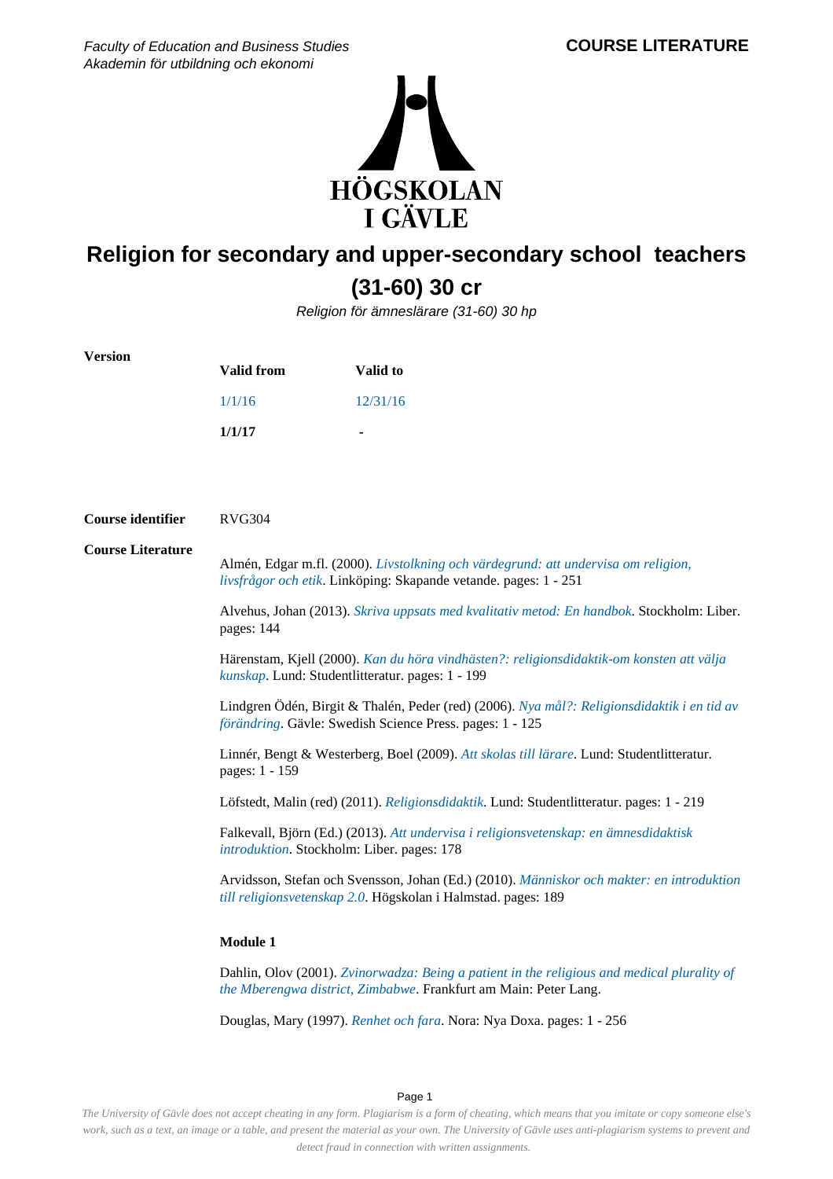Faculty of Education and Business Studies
Akademin för utbildning och ekonomi

**COURSE LITERATURE**

# Religion for secondary and upper-secondary school teachers (31-60) 30 cr

*Religion för ämneslärare (31-60) 30 hp*

**Version**

| Valid from | Valid to |
|---|---|
| 1/1/16 | 12/31/16 |
| **1/1/17** | - |

**Course identifier** RVG304

**Course Literature**

Almén, Edgar m.fl. (2000). *Livstolkning och värdegrund: att undervisa om religion, livsfrågor och etik*. Linköping: Skapande vetande. pages: 1 - 251

Alvehus, Johan (2013). *Skriva uppsats med kvalitativ metod: En handbok*. Stockholm: Liber. pages: 144

Härenstam, Kjell (2000). *Kan du höra vindhästen?: religionsdidaktik-om konsten att välja kunskap*. Lund: Studentlitteratur. pages: 1 - 199

Lindgren Ödén, Birgit & Thalén, Peder (red) (2006). *Nya mål?: Religionsdidaktik i en tid av förändring*. Gävle: Swedish Science Press. pages: 1 - 125

Linnér, Bengt & Westerberg, Boel (2009). *Att skolas till lärare*. Lund: Studentlitteratur. pages: 1 - 159

Löfstedt, Malin (red) (2011). *Religionsdidaktik*. Lund: Studentlitteratur. pages: 1 - 219

Falkevall, Björn (Ed.) (2013). *Att undervisa i religionsvetenskap: en ämnesdidaktisk introduktion*. Stockholm: Liber. pages: 178

Arvidsson, Stefan och Svensson, Johan (Ed.) (2010). *Människor och makter: en introduktion till religionsvetenskap 2.0*. Högskolan i Halmstad. pages: 189

**Module 1**

Dahlin, Olov (2001). *Zvinorwadza: Being a patient in the religious and medical plurality of the Mberengwa district, Zimbabwe*. Frankfurt am Main: Peter Lang.

Douglas, Mary (1997). *Renhet och fara*. Nora: Nya Doxa. pages: 1 - 256

*The University of Gävle does not accept cheating in any form. Plagiarism is a form of cheating, which means that you imitate or copy someone else's work, such as a text, an image or a table, and present the material as your own. The University of Gävle uses anti-plagiarism systems to prevent and detect fraud in connection with written assignments.*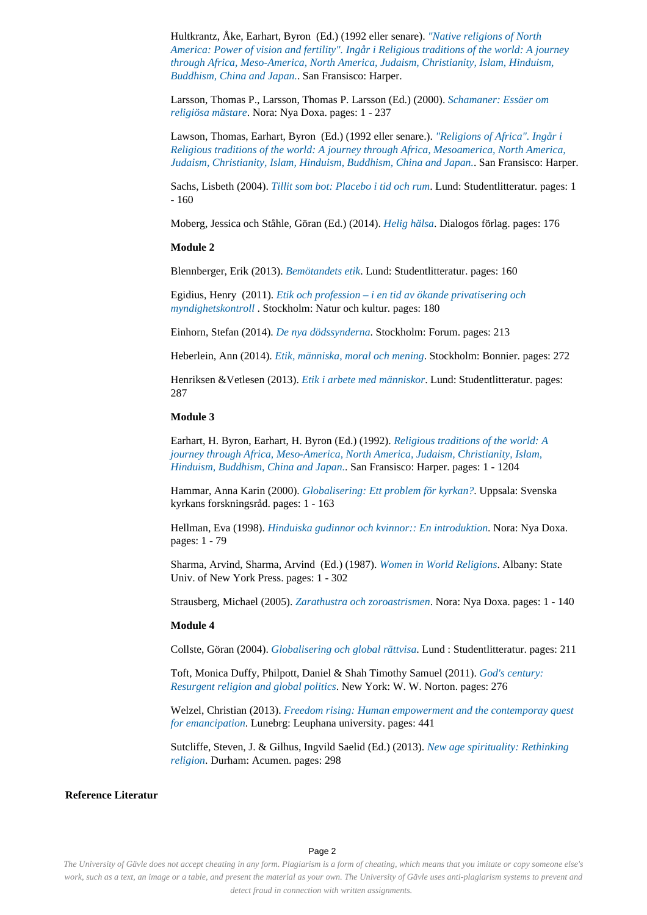Hultkrantz, Åke, Earhart, Byron (Ed.) (1992 eller senare). *"Native religions of North America: Power of vision and fertility". Ingår i Religious traditions of the world: A journey through Africa, Meso-America, North America, Judaism, Christianity, Islam, Hinduism, Buddhism, China and Japan.*. San Fransisco: Harper.

Larsson, Thomas P., Larsson, Thomas P. Larsson (Ed.) (2000). *Schamaner: Essäer om religiösa mästare*. Nora: Nya Doxa. pages: 1 - 237

Lawson, Thomas, Earhart, Byron (Ed.) (1992 eller senare.). *"Religions of Africa". Ingår i Religious traditions of the world: A journey through Africa, Mesoamerica, North America, Judaism, Christianity, Islam, Hinduism, Buddhism, China and Japan.*. San Fransisco: Harper.

Sachs, Lisbeth (2004). *Tillit som bot: Placebo i tid och rum*. Lund: Studentlitteratur. pages: 1 - 160

Moberg, Jessica och Ståhle, Göran (Ed.) (2014). *Helig hälsa*. Dialogos förlag. pages: 176

**Module 2**

Blennberger, Erik (2013). *Bemötandets etik*. Lund: Studentlitteratur. pages: 160

Egidius, Henry (2011). *Etik och profession – i en tid av ökande privatisering och myndighetskontroll* . Stockholm: Natur och kultur. pages: 180

Einhorn, Stefan (2014). *De nya dödssynderna*. Stockholm: Forum. pages: 213

Heberlein, Ann (2014). *Etik, människa, moral och mening*. Stockholm: Bonnier. pages: 272

Henriksen &Vetlesen (2013). *Etik i arbete med människor*. Lund: Studentlitteratur. pages: 287

**Module 3**

Earhart, H. Byron, Earhart, H. Byron (Ed.) (1992). *Religious traditions of the world: A journey through Africa, Meso-America, North America, Judaism, Christianity, Islam, Hinduism, Buddhism, China and Japan.*. San Fransisco: Harper. pages: 1 - 1204

Hammar, Anna Karin (2000). *Globalisering: Ett problem för kyrkan?*. Uppsala: Svenska kyrkans forskningsråd. pages: 1 - 163

Hellman, Eva (1998). *Hinduiska gudinnor och kvinnor:: En introduktion*. Nora: Nya Doxa. pages: 1 - 79

Sharma, Arvind, Sharma, Arvind (Ed.) (1987). *Women in World Religions*. Albany: State Univ. of New York Press. pages: 1 - 302

Strausberg, Michael (2005). *Zarathustra och zoroastrismen*. Nora: Nya Doxa. pages: 1 - 140

**Module 4**

Collste, Göran (2004). *Globalisering och global rättvisa*. Lund : Studentlitteratur. pages: 211

Toft, Monica Duffy, Philpott, Daniel & Shah Timothy Samuel (2011). *God's century: Resurgent religion and global politics*. New York: W. W. Norton. pages: 276

Welzel, Christian (2013). *Freedom rising: Human empowerment and the contemporay quest for emancipation*. Lunebrg: Leuphana university. pages: 441

Sutcliffe, Steven, J. & Gilhus, Ingvild Saelid (Ed.) (2013). *New age spirituality: Rethinking religion*. Durham: Acumen. pages: 298

**Reference Literatur**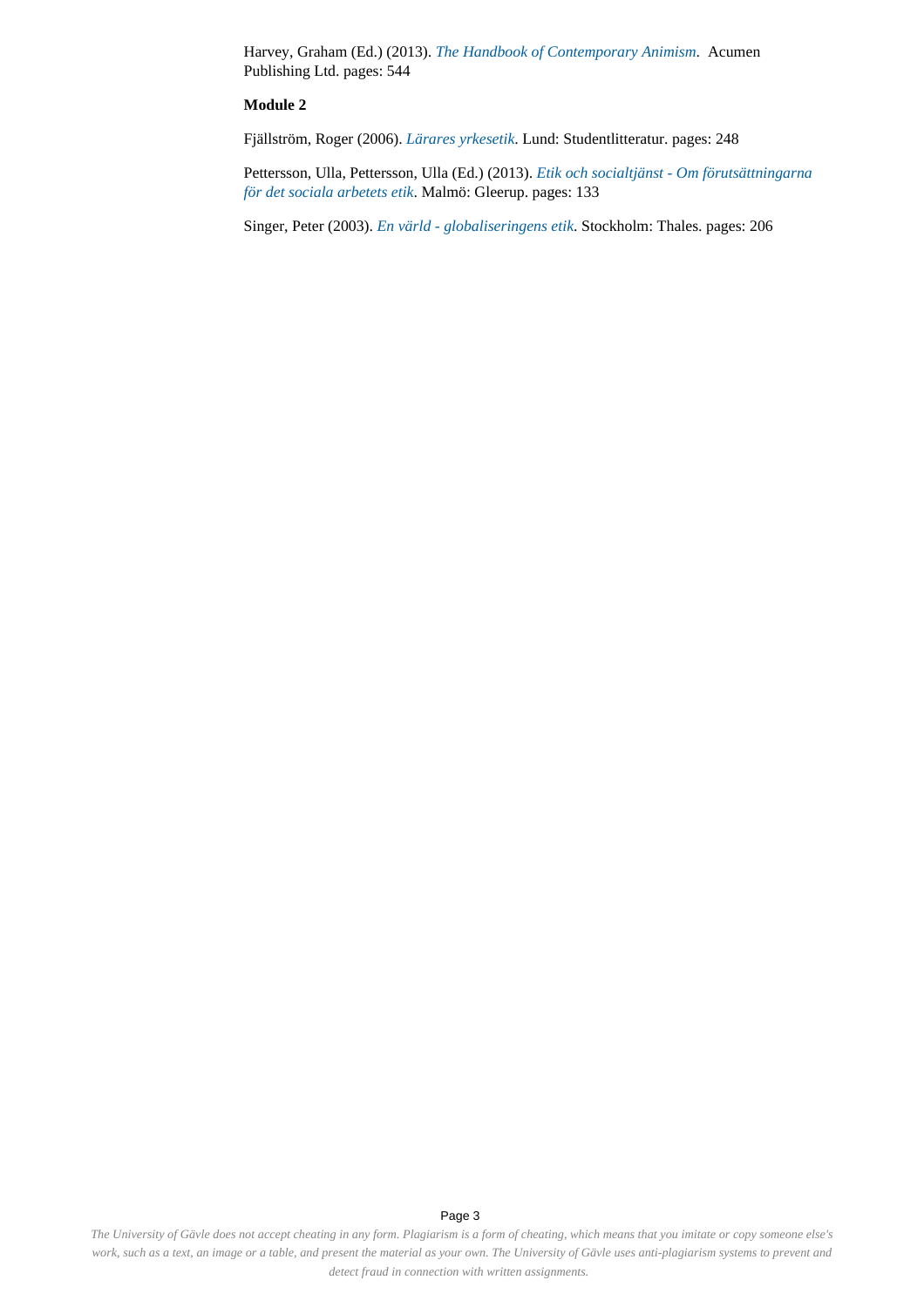Harvey, Graham (Ed.) (2013). *The Handbook of Contemporary Animism*. Acumen Publishing Ltd. pages: 544

**Module 2**

Fjällström, Roger (2006). *Lärares yrkesetik*. Lund: Studentlitteratur. pages: 248

Pettersson, Ulla, Pettersson, Ulla (Ed.) (2013). *Etik och socialtjänst - Om förutsättningarna för det sociala arbetets etik*. Malmö: Gleerup. pages: 133

Singer, Peter (2003). *En värld - globaliseringens etik*. Stockholm: Thales. pages: 206

*The University of Gävle does not accept cheating in any form. Plagiarism is a form of cheating, which means that you imitate or copy someone else's work, such as a text, an image or a table, and present the material as your own. The University of Gävle uses anti-plagiarism systems to prevent and detect fraud in connection with written assignments.*